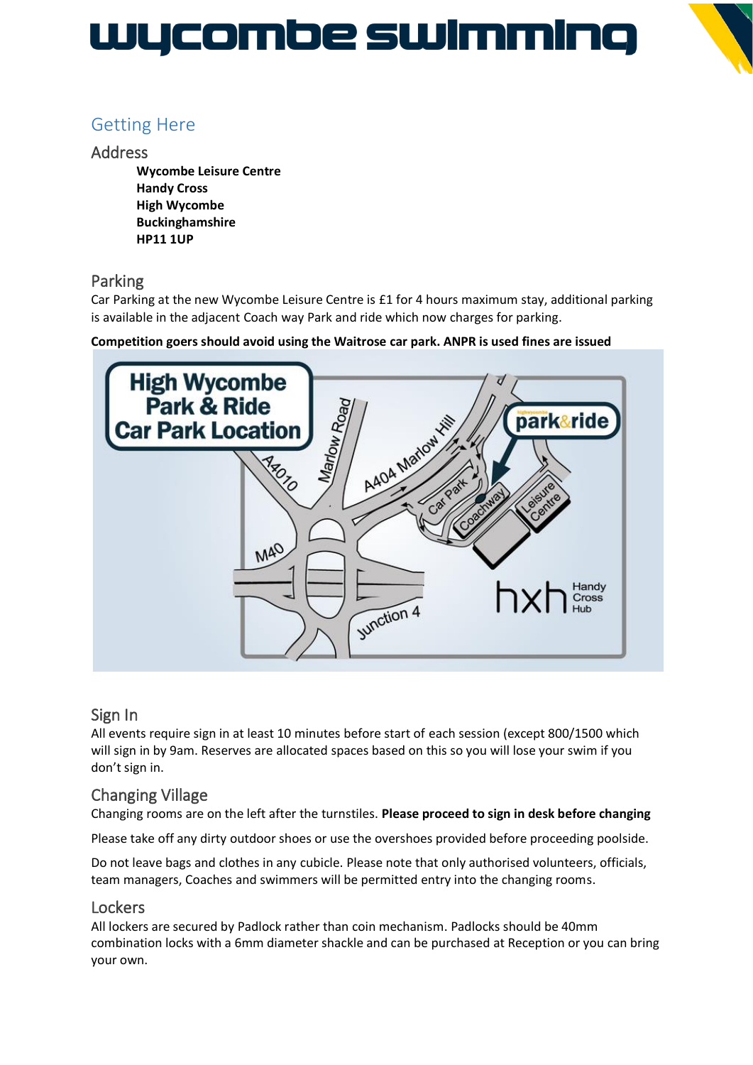# wycombe swimming

## Getting Here

### Address

**Wycombe Leisure Centre**
**Handy Cross**
**High Wycombe**
**Buckinghamshire**
**HP11 1UP**

### Parking

Car Parking at the new Wycombe Leisure Centre is £1 for 4 hours maximum stay, additional parking is available in the adjacent Coach way Park and ride which now charges for parking.

**Competition goers should avoid using the Waitrose car park. ANPR is used fines are issued**

### Sign In

All events require sign in at least 10 minutes before start of each session (except 800/1500 which will sign in by 9am. Reserves are allocated spaces based on this so you will lose your swim if you don't sign in.

### Changing Village

Changing rooms are on the left after the turnstiles. **Please proceed to sign in desk before changing**

Please take off any dirty outdoor shoes or use the overshoes provided before proceeding poolside.

Do not leave bags and clothes in any cubicle. Please note that only authorised volunteers, officials, team managers, Coaches and swimmers will be permitted entry into the changing rooms.

### Lockers

All lockers are secured by Padlock rather than coin mechanism. Padlocks should be 40mm combination locks with a 6mm diameter shackle and can be purchased at Reception or you can bring your own.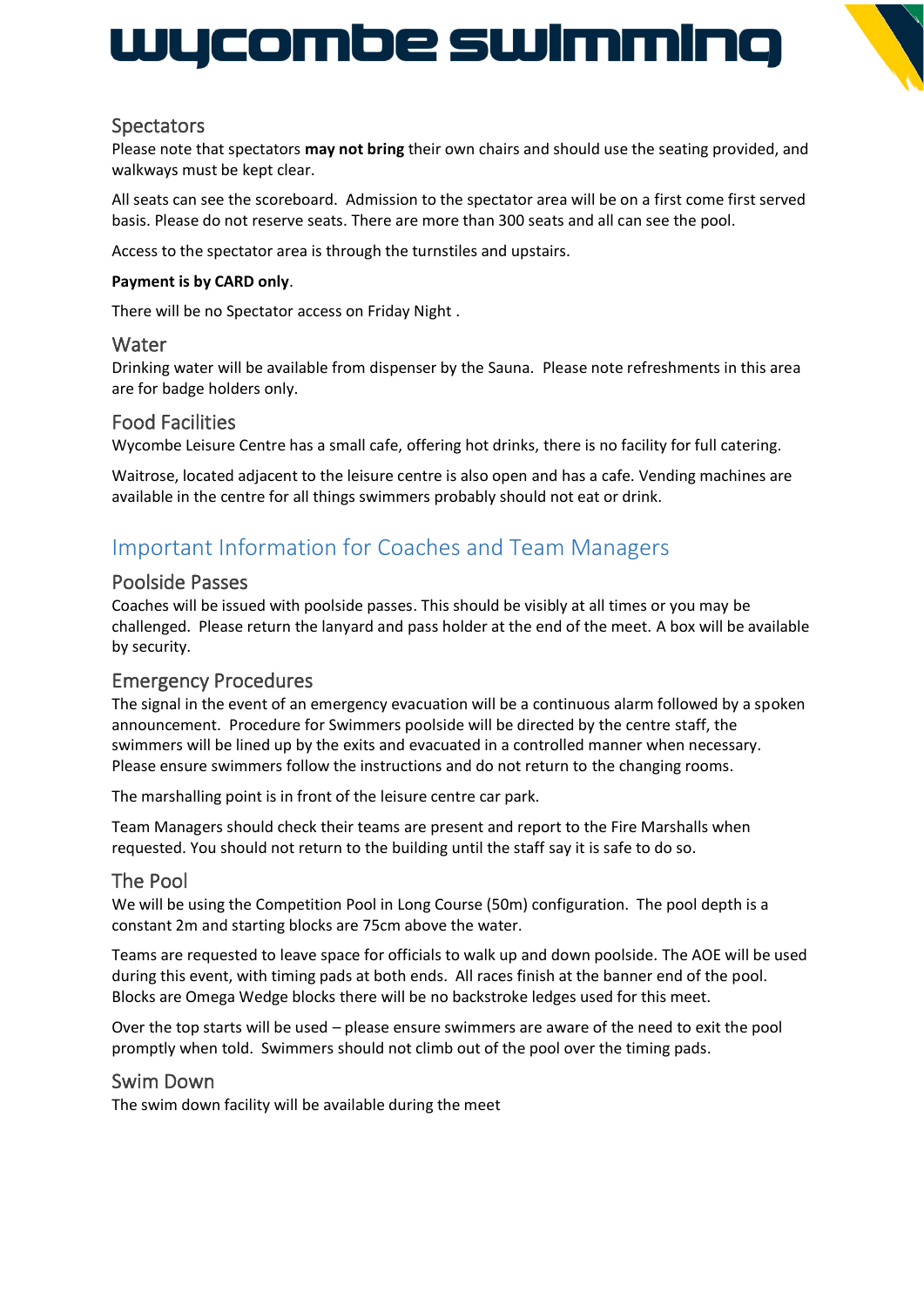# wycombe swimming

### Spectators

Please note that spectators **may not bring** their own chairs and should use the seating provided, and walkways must be kept clear.

All seats can see the scoreboard. Admission to the spectator area will be on a first come first served basis. Please do not reserve seats. There are more than 300 seats and all can see the pool.

Access to the spectator area is through the turnstiles and upstairs.

**Payment is by CARD only**.

There will be no Spectator access on Friday Night .

### Water

Drinking water will be available from dispenser by the Sauna. Please note refreshments in this area are for badge holders only.

### Food Facilities

Wycombe Leisure Centre has a small cafe, offering hot drinks, there is no facility for full catering.

Waitrose, located adjacent to the leisure centre is also open and has a cafe. Vending machines are available in the centre for all things swimmers probably should not eat or drink.

## Important Information for Coaches and Team Managers

### Poolside Passes

Coaches will be issued with poolside passes. This should be visibly at all times or you may be challenged. Please return the lanyard and pass holder at the end of the meet. A box will be available by security.

### Emergency Procedures

The signal in the event of an emergency evacuation will be a continuous alarm followed by a spoken announcement. Procedure for Swimmers poolside will be directed by the centre staff, the swimmers will be lined up by the exits and evacuated in a controlled manner when necessary. Please ensure swimmers follow the instructions and do not return to the changing rooms.

The marshalling point is in front of the leisure centre car park.

Team Managers should check their teams are present and report to the Fire Marshalls when requested. You should not return to the building until the staff say it is safe to do so.

### The Pool

We will be using the Competition Pool in Long Course (50m) configuration. The pool depth is a constant 2m and starting blocks are 75cm above the water.

Teams are requested to leave space for officials to walk up and down poolside. The AOE will be used during this event, with timing pads at both ends. All races finish at the banner end of the pool. Blocks are Omega Wedge blocks there will be no backstroke ledges used for this meet.

Over the top starts will be used – please ensure swimmers are aware of the need to exit the pool promptly when told. Swimmers should not climb out of the pool over the timing pads.

### Swim Down

The swim down facility will be available during the meet